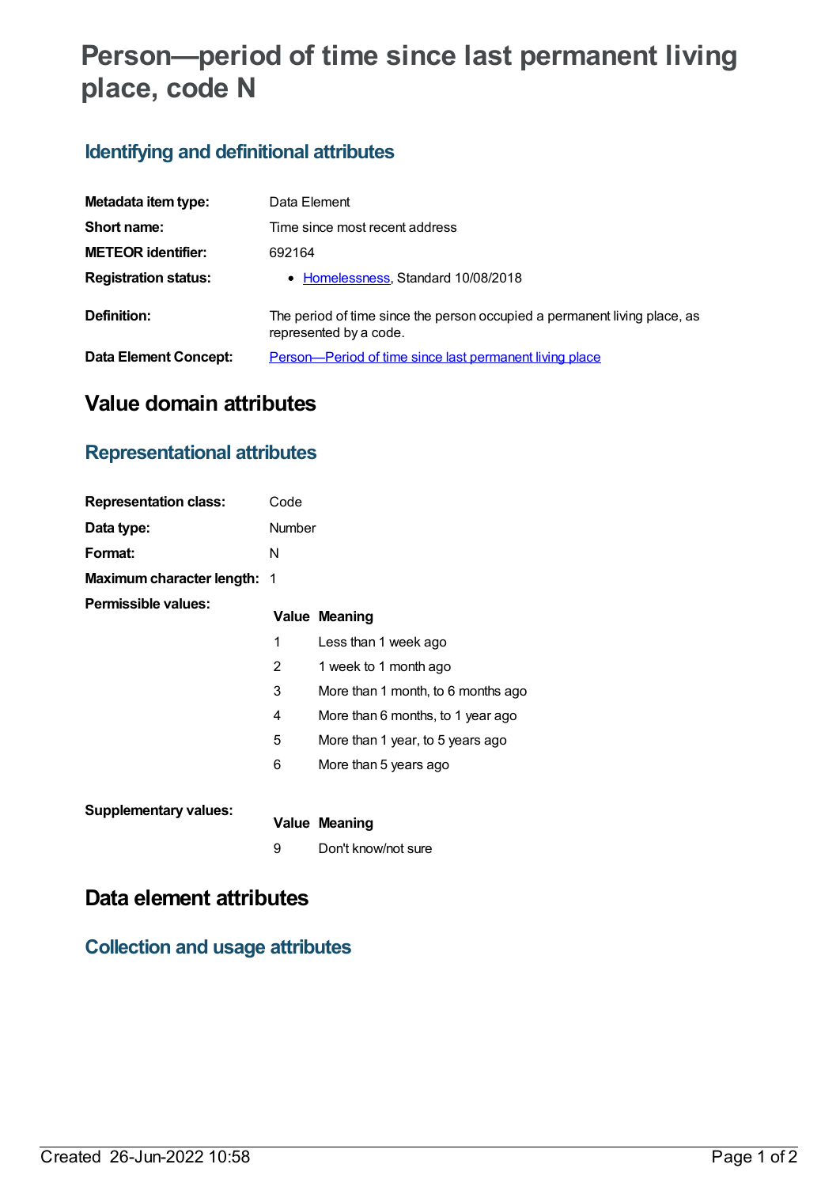# Person—period of time since last permanent living place, code N

## Identifying and definitional attributes

| | |
|---|---|
| **Metadata item type:** | Data Element |
| **Short name:** | Time since most recent address |
| **METEOR identifier:** | 692164 |
| **Registration status:** | • Homelessness, Standard 10/08/2018 |
| **Definition:** | The period of time since the person occupied a permanent living place, as represented by a code. |
| **Data Element Concept:** | Person—Period of time since last permanent living place |

# Value domain attributes

## Representational attributes

| | |
|---|---|
| **Representation class:** | Code |
| **Data type:** | Number |
| **Format:** | N |
| **Maximum character length:** | 1 |

**Permissible values:**

| Value | Meaning |
|---|---|
| 1 | Less than 1 week ago |
| 2 | 1 week to 1 month ago |
| 3 | More than 1 month, to 6 months ago |
| 4 | More than 6 months, to 1 year ago |
| 5 | More than 1 year, to 5 years ago |
| 6 | More than 5 years ago |

**Supplementary values:**

| Value | Meaning |
|---|---|
| 9 | Don't know/not sure |

# Data element attributes

## Collection and usage attributes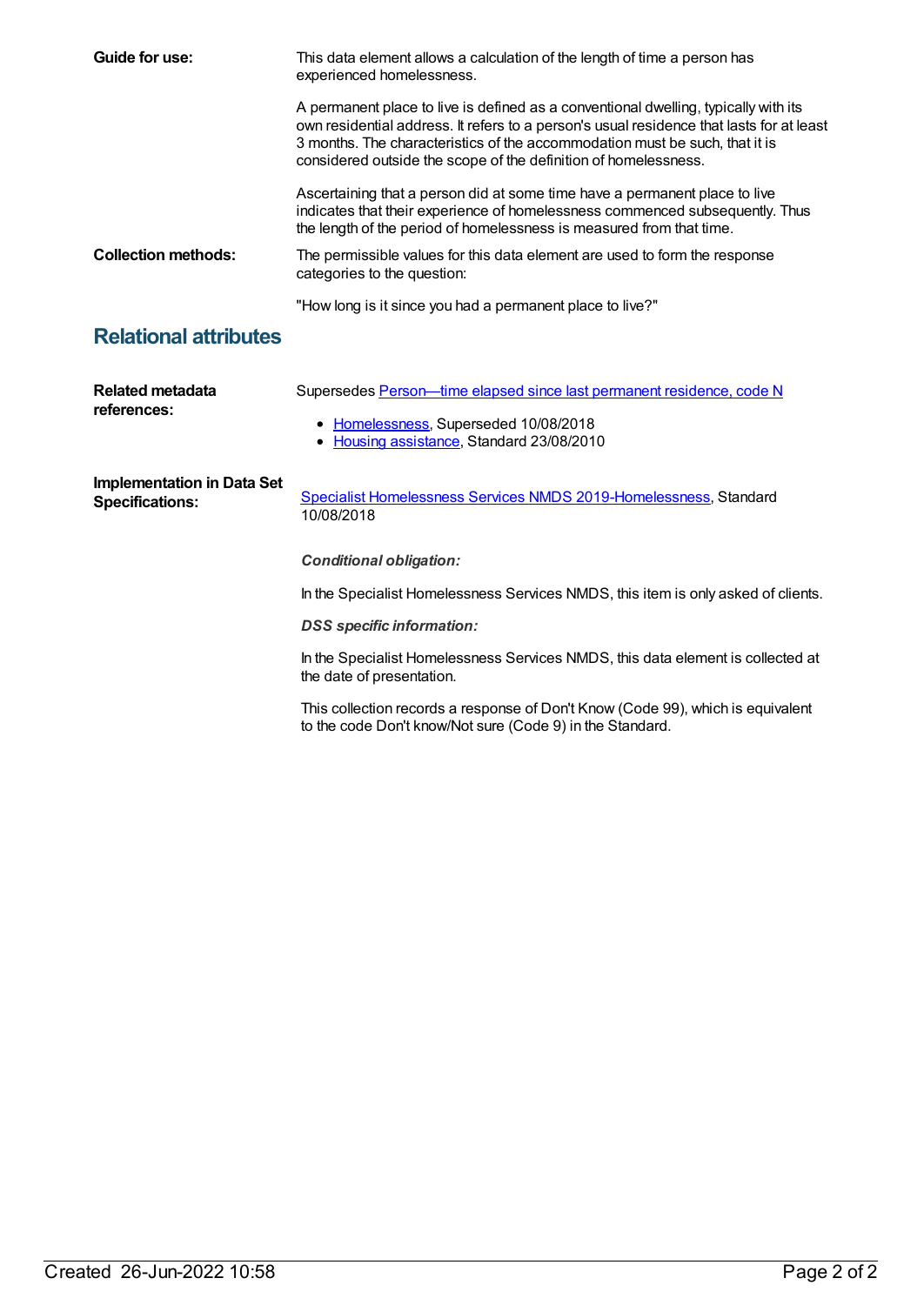**Guide for use:**

This data element allows a calculation of the length of time a person has experienced homelessness.

A permanent place to live is defined as a conventional dwelling, typically with its own residential address. It refers to a person's usual residence that lasts for at least 3 months. The characteristics of the accommodation must be such, that it is considered outside the scope of the definition of homelessness.

Ascertaining that a person did at some time have a permanent place to live indicates that their experience of homelessness commenced subsequently. Thus the length of the period of homelessness is measured from that time.

**Collection methods:**

The permissible values for this data element are used to form the response categories to the question:

"How long is it since you had a permanent place to live?"

## Relational attributes

**Related metadata references:**

Supersedes Person—time elapsed since last permanent residence, code N

- Homelessness, Superseded 10/08/2018
- Housing assistance, Standard 23/08/2010

**Implementation in Data Set Specifications:**

Specialist Homelessness Services NMDS 2019-Homelessness, Standard 10/08/2018

***Conditional obligation:***

In the Specialist Homelessness Services NMDS, this item is only asked of clients.

***DSS specific information:***

In the Specialist Homelessness Services NMDS, this data element is collected at the date of presentation.

This collection records a response of Don't Know (Code 99), which is equivalent to the code Don't know/Not sure (Code 9) in the Standard.